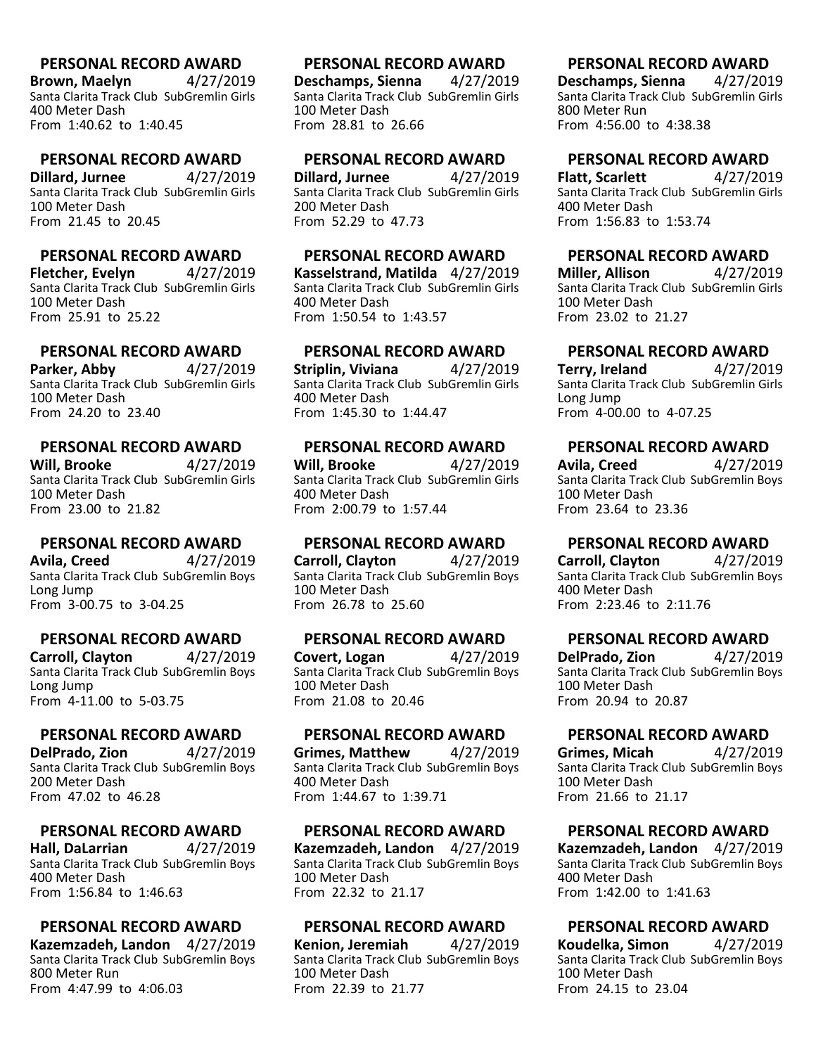**PERSONAL RECORD AWARD**
**Brown, Maelyn** 4/27/2019
Santa Clarita Track Club SubGremlin Girls
400 Meter Dash
From 1:40.62 to 1:40.45

**PERSONAL RECORD AWARD**
**Deschamps, Sienna** 4/27/2019
Santa Clarita Track Club SubGremlin Girls
100 Meter Dash
From 28.81 to 26.66

**PERSONAL RECORD AWARD**
**Deschamps, Sienna** 4/27/2019
Santa Clarita Track Club SubGremlin Girls
800 Meter Run
From 4:56.00 to 4:38.38

**PERSONAL RECORD AWARD**
**Dillard, Jurnee** 4/27/2019
Santa Clarita Track Club SubGremlin Girls
100 Meter Dash
From 21.45 to 20.45

**PERSONAL RECORD AWARD**
**Dillard, Jurnee** 4/27/2019
Santa Clarita Track Club SubGremlin Girls
200 Meter Dash
From 52.29 to 47.73

**PERSONAL RECORD AWARD**
**Flatt, Scarlett** 4/27/2019
Santa Clarita Track Club SubGremlin Girls
400 Meter Dash
From 1:56.83 to 1:53.74

**PERSONAL RECORD AWARD**
**Fletcher, Evelyn** 4/27/2019
Santa Clarita Track Club SubGremlin Girls
100 Meter Dash
From 25.91 to 25.22

**PERSONAL RECORD AWARD**
**Kasselstrand, Matilda** 4/27/2019
Santa Clarita Track Club SubGremlin Girls
400 Meter Dash
From 1:50.54 to 1:43.57

**PERSONAL RECORD AWARD**
**Miller, Allison** 4/27/2019
Santa Clarita Track Club SubGremlin Girls
100 Meter Dash
From 23.02 to 21.27

**PERSONAL RECORD AWARD**
**Parker, Abby** 4/27/2019
Santa Clarita Track Club SubGremlin Girls
100 Meter Dash
From 24.20 to 23.40

**PERSONAL RECORD AWARD**
**Striplin, Viviana** 4/27/2019
Santa Clarita Track Club SubGremlin Girls
400 Meter Dash
From 1:45.30 to 1:44.47

**PERSONAL RECORD AWARD**
**Terry, Ireland** 4/27/2019
Santa Clarita Track Club SubGremlin Girls
Long Jump
From 4-00.00 to 4-07.25

**PERSONAL RECORD AWARD**
**Will, Brooke** 4/27/2019
Santa Clarita Track Club SubGremlin Girls
100 Meter Dash
From 23.00 to 21.82

**PERSONAL RECORD AWARD**
**Will, Brooke** 4/27/2019
Santa Clarita Track Club SubGremlin Girls
400 Meter Dash
From 2:00.79 to 1:57.44

**PERSONAL RECORD AWARD**
**Avila, Creed** 4/27/2019
Santa Clarita Track Club SubGremlin Boys
100 Meter Dash
From 23.64 to 23.36

**PERSONAL RECORD AWARD**
**Avila, Creed** 4/27/2019
Santa Clarita Track Club SubGremlin Boys
Long Jump
From 3-00.75 to 3-04.25

**PERSONAL RECORD AWARD**
**Carroll, Clayton** 4/27/2019
Santa Clarita Track Club SubGremlin Boys
100 Meter Dash
From 26.78 to 25.60

**PERSONAL RECORD AWARD**
**Carroll, Clayton** 4/27/2019
Santa Clarita Track Club SubGremlin Boys
400 Meter Dash
From 2:23.46 to 2:11.76

**PERSONAL RECORD AWARD**
**Carroll, Clayton** 4/27/2019
Santa Clarita Track Club SubGremlin Boys
Long Jump
From 4-11.00 to 5-03.75

**PERSONAL RECORD AWARD**
**Covert, Logan** 4/27/2019
Santa Clarita Track Club SubGremlin Boys
100 Meter Dash
From 21.08 to 20.46

**PERSONAL RECORD AWARD**
**DelPrado, Zion** 4/27/2019
Santa Clarita Track Club SubGremlin Boys
100 Meter Dash
From 20.94 to 20.87

**PERSONAL RECORD AWARD**
**DelPrado, Zion** 4/27/2019
Santa Clarita Track Club SubGremlin Boys
200 Meter Dash
From 47.02 to 46.28

**PERSONAL RECORD AWARD**
**Grimes, Matthew** 4/27/2019
Santa Clarita Track Club SubGremlin Boys
400 Meter Dash
From 1:44.67 to 1:39.71

**PERSONAL RECORD AWARD**
**Grimes, Micah** 4/27/2019
Santa Clarita Track Club SubGremlin Boys
100 Meter Dash
From 21.66 to 21.17

**PERSONAL RECORD AWARD**
**Hall, DaLarrian** 4/27/2019
Santa Clarita Track Club SubGremlin Boys
400 Meter Dash
From 1:56.84 to 1:46.63

**PERSONAL RECORD AWARD**
**Kazemzadeh, Landon** 4/27/2019
Santa Clarita Track Club SubGremlin Boys
100 Meter Dash
From 22.32 to 21.17

**PERSONAL RECORD AWARD**
**Kazemzadeh, Landon** 4/27/2019
Santa Clarita Track Club SubGremlin Boys
400 Meter Dash
From 1:42.00 to 1:41.63

**PERSONAL RECORD AWARD**
**Kazemzadeh, Landon** 4/27/2019
Santa Clarita Track Club SubGremlin Boys
800 Meter Run
From 4:47.99 to 4:06.03

**PERSONAL RECORD AWARD**
**Kenion, Jeremiah** 4/27/2019
Santa Clarita Track Club SubGremlin Boys
100 Meter Dash
From 22.39 to 21.77

**PERSONAL RECORD AWARD**
**Koudelka, Simon** 4/27/2019
Santa Clarita Track Club SubGremlin Boys
100 Meter Dash
From 24.15 to 23.04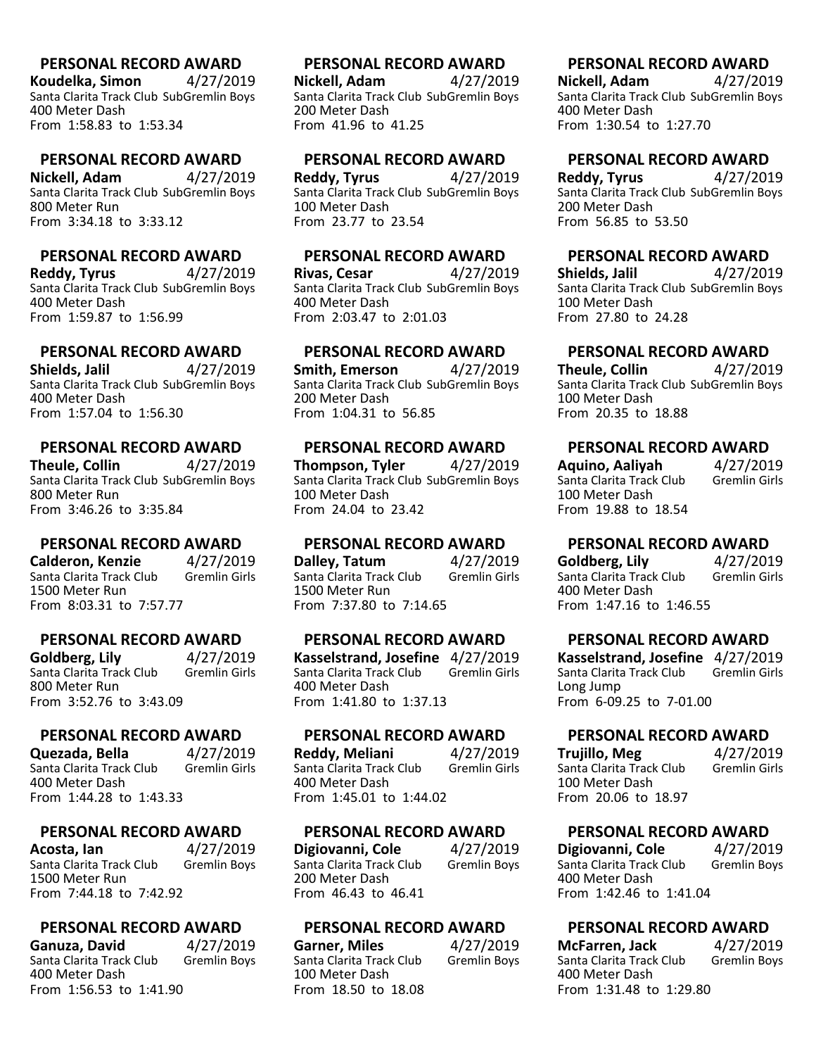**PERSONAL RECORD AWARD**
**Koudelka, Simon** 4/27/2019
Santa Clarita Track Club SubGremlin Boys
400 Meter Dash
From 1:58.83 to 1:53.34

**PERSONAL RECORD AWARD**
**Nickell, Adam** 4/27/2019
Santa Clarita Track Club SubGremlin Boys
200 Meter Dash
From 41.96 to 41.25

**PERSONAL RECORD AWARD**
**Nickell, Adam** 4/27/2019
Santa Clarita Track Club SubGremlin Boys
400 Meter Dash
From 1:30.54 to 1:27.70

**PERSONAL RECORD AWARD**
**Nickell, Adam** 4/27/2019
Santa Clarita Track Club SubGremlin Boys
800 Meter Run
From 3:34.18 to 3:33.12

**PERSONAL RECORD AWARD**
**Reddy, Tyrus** 4/27/2019
Santa Clarita Track Club SubGremlin Boys
100 Meter Dash
From 23.77 to 23.54

**PERSONAL RECORD AWARD**
**Reddy, Tyrus** 4/27/2019
Santa Clarita Track Club SubGremlin Boys
200 Meter Dash
From 56.85 to 53.50

**PERSONAL RECORD AWARD**
**Reddy, Tyrus** 4/27/2019
Santa Clarita Track Club SubGremlin Boys
400 Meter Dash
From 1:59.87 to 1:56.99

**PERSONAL RECORD AWARD**
**Rivas, Cesar** 4/27/2019
Santa Clarita Track Club SubGremlin Boys
400 Meter Dash
From 2:03.47 to 2:01.03

**PERSONAL RECORD AWARD**
**Shields, Jalil** 4/27/2019
Santa Clarita Track Club SubGremlin Boys
100 Meter Dash
From 27.80 to 24.28

**PERSONAL RECORD AWARD**
**Shields, Jalil** 4/27/2019
Santa Clarita Track Club SubGremlin Boys
400 Meter Dash
From 1:57.04 to 1:56.30

**PERSONAL RECORD AWARD**
**Smith, Emerson** 4/27/2019
Santa Clarita Track Club SubGremlin Boys
200 Meter Dash
From 1:04.31 to 56.85

**PERSONAL RECORD AWARD**
**Theule, Collin** 4/27/2019
Santa Clarita Track Club SubGremlin Boys
100 Meter Dash
From 20.35 to 18.88

**PERSONAL RECORD AWARD**
**Theule, Collin** 4/27/2019
Santa Clarita Track Club SubGremlin Boys
800 Meter Run
From 3:46.26 to 3:35.84

**PERSONAL RECORD AWARD**
**Thompson, Tyler** 4/27/2019
Santa Clarita Track Club SubGremlin Boys
100 Meter Dash
From 24.04 to 23.42

**PERSONAL RECORD AWARD**
**Aquino, Aaliyah** 4/27/2019
Santa Clarita Track Club Gremlin Girls
100 Meter Dash
From 19.88 to 18.54

**PERSONAL RECORD AWARD**
**Calderon, Kenzie** 4/27/2019
Santa Clarita Track Club Gremlin Girls
1500 Meter Run
From 8:03.31 to 7:57.77

**PERSONAL RECORD AWARD**
**Dalley, Tatum** 4/27/2019
Santa Clarita Track Club Gremlin Girls
1500 Meter Run
From 7:37.80 to 7:14.65

**PERSONAL RECORD AWARD**
**Goldberg, Lily** 4/27/2019
Santa Clarita Track Club Gremlin Girls
400 Meter Dash
From 1:47.16 to 1:46.55

**PERSONAL RECORD AWARD**
**Goldberg, Lily** 4/27/2019
Santa Clarita Track Club Gremlin Girls
800 Meter Run
From 3:52.76 to 3:43.09

**PERSONAL RECORD AWARD**
**Kasselstrand, Josefine** 4/27/2019
Santa Clarita Track Club Gremlin Girls
400 Meter Dash
From 1:41.80 to 1:37.13

**PERSONAL RECORD AWARD**
**Kasselstrand, Josefine** 4/27/2019
Santa Clarita Track Club Gremlin Girls
Long Jump
From 6-09.25 to 7-01.00

**PERSONAL RECORD AWARD**
**Quezada, Bella** 4/27/2019
Santa Clarita Track Club Gremlin Girls
400 Meter Dash
From 1:44.28 to 1:43.33

**PERSONAL RECORD AWARD**
**Reddy, Meliani** 4/27/2019
Santa Clarita Track Club Gremlin Girls
400 Meter Dash
From 1:45.01 to 1:44.02

**PERSONAL RECORD AWARD**
**Trujillo, Meg** 4/27/2019
Santa Clarita Track Club Gremlin Girls
100 Meter Dash
From 20.06 to 18.97

**PERSONAL RECORD AWARD**
**Acosta, Ian** 4/27/2019
Santa Clarita Track Club Gremlin Boys
1500 Meter Run
From 7:44.18 to 7:42.92

**PERSONAL RECORD AWARD**
**Digiovanni, Cole** 4/27/2019
Santa Clarita Track Club Gremlin Boys
200 Meter Dash
From 46.43 to 46.41

**PERSONAL RECORD AWARD**
**Digiovanni, Cole** 4/27/2019
Santa Clarita Track Club Gremlin Boys
400 Meter Dash
From 1:42.46 to 1:41.04

**PERSONAL RECORD AWARD**
**Ganuza, David** 4/27/2019
Santa Clarita Track Club Gremlin Boys
400 Meter Dash
From 1:56.53 to 1:41.90

**PERSONAL RECORD AWARD**
**Garner, Miles** 4/27/2019
Santa Clarita Track Club Gremlin Boys
100 Meter Dash
From 18.50 to 18.08

**PERSONAL RECORD AWARD**
**McFarren, Jack** 4/27/2019
Santa Clarita Track Club Gremlin Boys
400 Meter Dash
From 1:31.48 to 1:29.80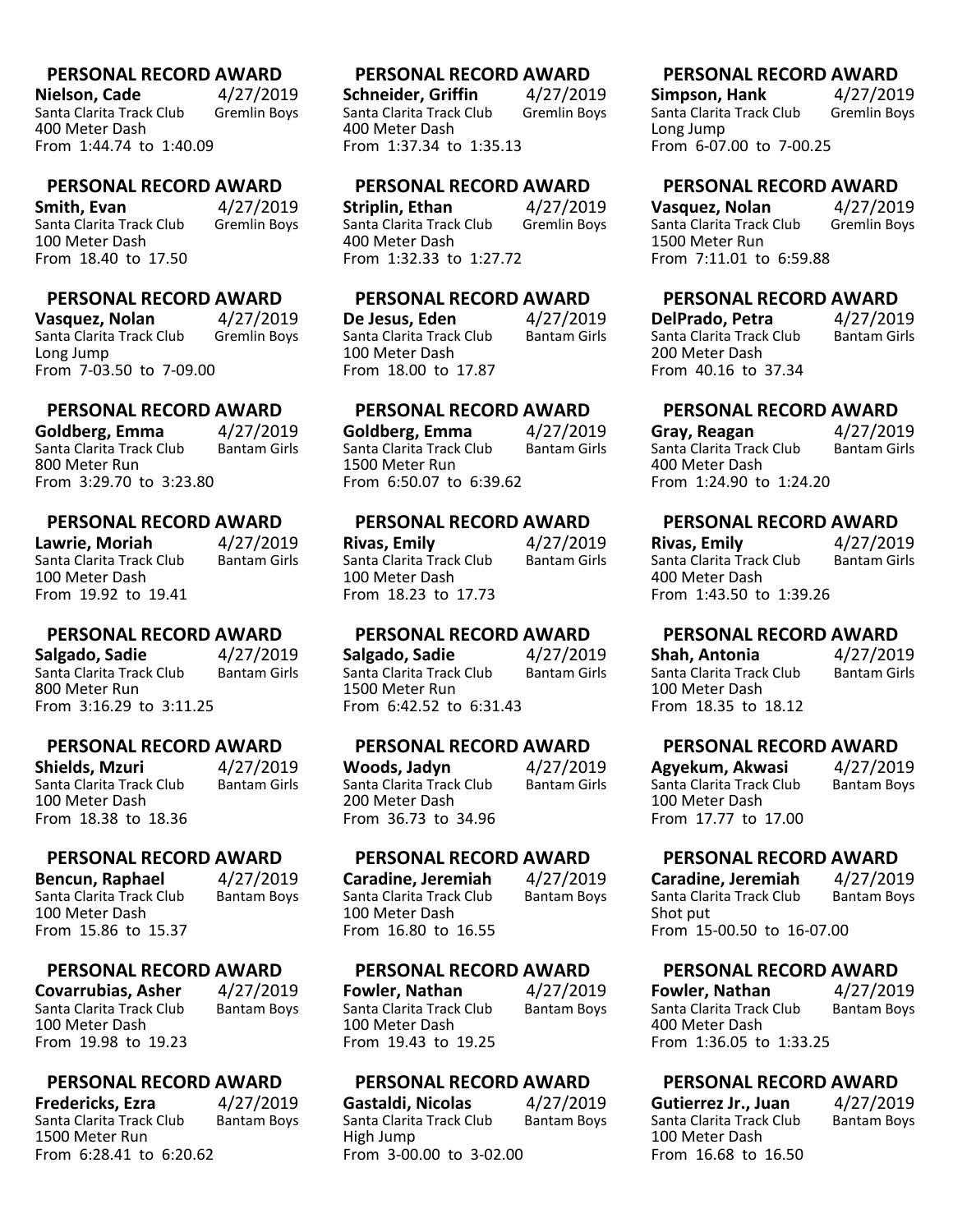**PERSONAL RECORD AWARD**
**Nielson, Cade** 4/27/2019
Santa Clarita Track Club Gremlin Boys
400 Meter Dash
From 1:44.74 to 1:40.09

**PERSONAL RECORD AWARD**
**Schneider, Griffin** 4/27/2019
Santa Clarita Track Club Gremlin Boys
400 Meter Dash
From 1:37.34 to 1:35.13

**PERSONAL RECORD AWARD**
**Simpson, Hank** 4/27/2019
Santa Clarita Track Club Gremlin Boys
Long Jump
From 6-07.00 to 7-00.25

**PERSONAL RECORD AWARD**
**Smith, Evan** 4/27/2019
Santa Clarita Track Club Gremlin Boys
100 Meter Dash
From 18.40 to 17.50

**PERSONAL RECORD AWARD**
**Striplin, Ethan** 4/27/2019
Santa Clarita Track Club Gremlin Boys
400 Meter Dash
From 1:32.33 to 1:27.72

**PERSONAL RECORD AWARD**
**Vasquez, Nolan** 4/27/2019
Santa Clarita Track Club Gremlin Boys
1500 Meter Run
From 7:11.01 to 6:59.88

**PERSONAL RECORD AWARD**
**Vasquez, Nolan** 4/27/2019
Santa Clarita Track Club Gremlin Boys
Long Jump
From 7-03.50 to 7-09.00

**PERSONAL RECORD AWARD**
**De Jesus, Eden** 4/27/2019
Santa Clarita Track Club Bantam Girls
100 Meter Dash
From 18.00 to 17.87

**PERSONAL RECORD AWARD**
**DelPrado, Petra** 4/27/2019
Santa Clarita Track Club Bantam Girls
200 Meter Dash
From 40.16 to 37.34

**PERSONAL RECORD AWARD**
**Goldberg, Emma** 4/27/2019
Santa Clarita Track Club Bantam Girls
800 Meter Run
From 3:29.70 to 3:23.80

**PERSONAL RECORD AWARD**
**Goldberg, Emma** 4/27/2019
Santa Clarita Track Club Bantam Girls
1500 Meter Run
From 6:50.07 to 6:39.62

**PERSONAL RECORD AWARD**
**Gray, Reagan** 4/27/2019
Santa Clarita Track Club Bantam Girls
400 Meter Dash
From 1:24.90 to 1:24.20

**PERSONAL RECORD AWARD**
**Lawrie, Moriah** 4/27/2019
Santa Clarita Track Club Bantam Girls
100 Meter Dash
From 19.92 to 19.41

**PERSONAL RECORD AWARD**
**Rivas, Emily** 4/27/2019
Santa Clarita Track Club Bantam Girls
100 Meter Dash
From 18.23 to 17.73

**PERSONAL RECORD AWARD**
**Rivas, Emily** 4/27/2019
Santa Clarita Track Club Bantam Girls
400 Meter Dash
From 1:43.50 to 1:39.26

**PERSONAL RECORD AWARD**
**Salgado, Sadie** 4/27/2019
Santa Clarita Track Club Bantam Girls
800 Meter Run
From 3:16.29 to 3:11.25

**PERSONAL RECORD AWARD**
**Salgado, Sadie** 4/27/2019
Santa Clarita Track Club Bantam Girls
1500 Meter Run
From 6:42.52 to 6:31.43

**PERSONAL RECORD AWARD**
**Shah, Antonia** 4/27/2019
Santa Clarita Track Club Bantam Girls
100 Meter Dash
From 18.35 to 18.12

**PERSONAL RECORD AWARD**
**Shields, Mzuri** 4/27/2019
Santa Clarita Track Club Bantam Girls
100 Meter Dash
From 18.38 to 18.36

**PERSONAL RECORD AWARD**
**Woods, Jadyn** 4/27/2019
Santa Clarita Track Club Bantam Girls
200 Meter Dash
From 36.73 to 34.96

**PERSONAL RECORD AWARD**
**Agyekum, Akwasi** 4/27/2019
Santa Clarita Track Club Bantam Boys
100 Meter Dash
From 17.77 to 17.00

**PERSONAL RECORD AWARD**
**Bencun, Raphael** 4/27/2019
Santa Clarita Track Club Bantam Boys
100 Meter Dash
From 15.86 to 15.37

**PERSONAL RECORD AWARD**
**Caradine, Jeremiah** 4/27/2019
Santa Clarita Track Club Bantam Boys
100 Meter Dash
From 16.80 to 16.55

**PERSONAL RECORD AWARD**
**Caradine, Jeremiah** 4/27/2019
Santa Clarita Track Club Bantam Boys
Shot put
From 15-00.50 to 16-07.00

**PERSONAL RECORD AWARD**
**Covarrubias, Asher** 4/27/2019
Santa Clarita Track Club Bantam Boys
100 Meter Dash
From 19.98 to 19.23

**PERSONAL RECORD AWARD**
**Fowler, Nathan** 4/27/2019
Santa Clarita Track Club Bantam Boys
100 Meter Dash
From 19.43 to 19.25

**PERSONAL RECORD AWARD**
**Fowler, Nathan** 4/27/2019
Santa Clarita Track Club Bantam Boys
400 Meter Dash
From 1:36.05 to 1:33.25

**PERSONAL RECORD AWARD**
**Fredericks, Ezra** 4/27/2019
Santa Clarita Track Club Bantam Boys
1500 Meter Run
From 6:28.41 to 6:20.62

**PERSONAL RECORD AWARD**
**Gastaldi, Nicolas** 4/27/2019
Santa Clarita Track Club Bantam Boys
High Jump
From 3-00.00 to 3-02.00

**PERSONAL RECORD AWARD**
**Gutierrez Jr., Juan** 4/27/2019
Santa Clarita Track Club Bantam Boys
100 Meter Dash
From 16.68 to 16.50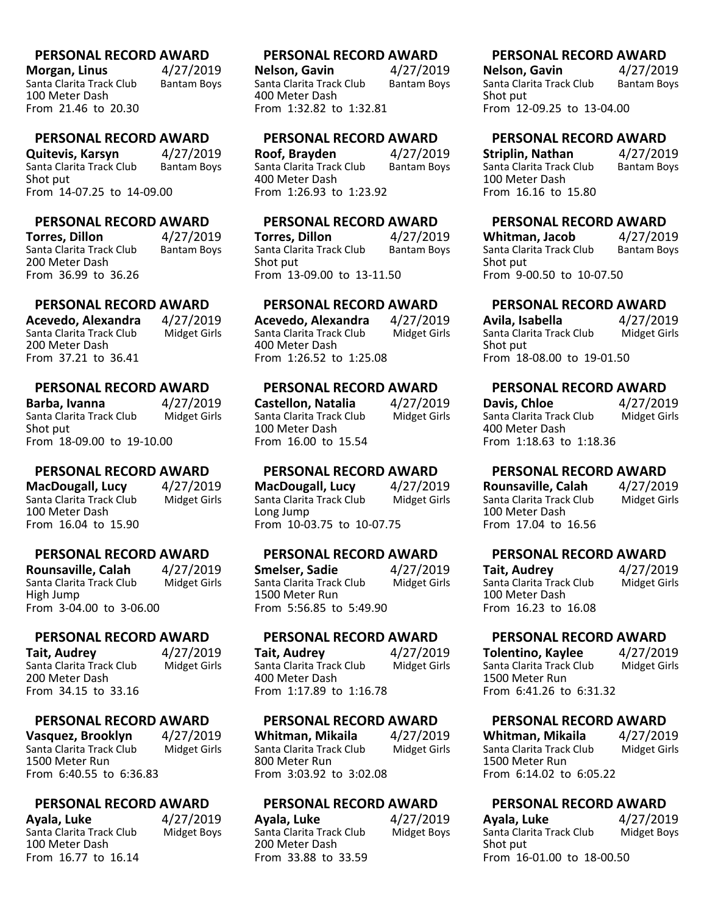**PERSONAL RECORD AWARD**
**Morgan, Linus** 4/27/2019
Santa Clarita Track Club Bantam Boys
100 Meter Dash
From 21.46 to 20.30

**PERSONAL RECORD AWARD**
**Nelson, Gavin** 4/27/2019
Santa Clarita Track Club Bantam Boys
400 Meter Dash
From 1:32.82 to 1:32.81

**PERSONAL RECORD AWARD**
**Nelson, Gavin** 4/27/2019
Santa Clarita Track Club Bantam Boys
Shot put
From 12-09.25 to 13-04.00

**PERSONAL RECORD AWARD**
**Quitevis, Karsyn** 4/27/2019
Santa Clarita Track Club Bantam Boys
Shot put
From 14-07.25 to 14-09.00

**PERSONAL RECORD AWARD**
**Roof, Brayden** 4/27/2019
Santa Clarita Track Club Bantam Boys
400 Meter Dash
From 1:26.93 to 1:23.92

**PERSONAL RECORD AWARD**
**Striplin, Nathan** 4/27/2019
Santa Clarita Track Club Bantam Boys
100 Meter Dash
From 16.16 to 15.80

**PERSONAL RECORD AWARD**
**Torres, Dillon** 4/27/2019
Santa Clarita Track Club Bantam Boys
200 Meter Dash
From 36.99 to 36.26

**PERSONAL RECORD AWARD**
**Torres, Dillon** 4/27/2019
Santa Clarita Track Club Bantam Boys
Shot put
From 13-09.00 to 13-11.50

**PERSONAL RECORD AWARD**
**Whitman, Jacob** 4/27/2019
Santa Clarita Track Club Bantam Boys
Shot put
From 9-00.50 to 10-07.50

**PERSONAL RECORD AWARD**
**Acevedo, Alexandra** 4/27/2019
Santa Clarita Track Club Midget Girls
200 Meter Dash
From 37.21 to 36.41

**PERSONAL RECORD AWARD**
**Acevedo, Alexandra** 4/27/2019
Santa Clarita Track Club Midget Girls
400 Meter Dash
From 1:26.52 to 1:25.08

**PERSONAL RECORD AWARD**
**Avila, Isabella** 4/27/2019
Santa Clarita Track Club Midget Girls
Shot put
From 18-08.00 to 19-01.50

**PERSONAL RECORD AWARD**
**Barba, Ivanna** 4/27/2019
Santa Clarita Track Club Midget Girls
Shot put
From 18-09.00 to 19-10.00

**PERSONAL RECORD AWARD**
**Castellon, Natalia** 4/27/2019
Santa Clarita Track Club Midget Girls
100 Meter Dash
From 16.00 to 15.54

**PERSONAL RECORD AWARD**
**Davis, Chloe** 4/27/2019
Santa Clarita Track Club Midget Girls
400 Meter Dash
From 1:18.63 to 1:18.36

**PERSONAL RECORD AWARD**
**MacDougall, Lucy** 4/27/2019
Santa Clarita Track Club Midget Girls
100 Meter Dash
From 16.04 to 15.90

**PERSONAL RECORD AWARD**
**MacDougall, Lucy** 4/27/2019
Santa Clarita Track Club Midget Girls
Long Jump
From 10-03.75 to 10-07.75

**PERSONAL RECORD AWARD**
**Rounsaville, Calah** 4/27/2019
Santa Clarita Track Club Midget Girls
100 Meter Dash
From 17.04 to 16.56

**PERSONAL RECORD AWARD**
**Rounsaville, Calah** 4/27/2019
Santa Clarita Track Club Midget Girls
High Jump
From 3-04.00 to 3-06.00

**PERSONAL RECORD AWARD**
**Smelser, Sadie** 4/27/2019
Santa Clarita Track Club Midget Girls
1500 Meter Run
From 5:56.85 to 5:49.90

**PERSONAL RECORD AWARD**
**Tait, Audrey** 4/27/2019
Santa Clarita Track Club Midget Girls
100 Meter Dash
From 16.23 to 16.08

**PERSONAL RECORD AWARD**
**Tait, Audrey** 4/27/2019
Santa Clarita Track Club Midget Girls
200 Meter Dash
From 34.15 to 33.16

**PERSONAL RECORD AWARD**
**Tait, Audrey** 4/27/2019
Santa Clarita Track Club Midget Girls
400 Meter Dash
From 1:17.89 to 1:16.78

**PERSONAL RECORD AWARD**
**Tolentino, Kaylee** 4/27/2019
Santa Clarita Track Club Midget Girls
1500 Meter Run
From 6:41.26 to 6:31.32

**PERSONAL RECORD AWARD**
**Vasquez, Brooklyn** 4/27/2019
Santa Clarita Track Club Midget Girls
1500 Meter Run
From 6:40.55 to 6:36.83

**PERSONAL RECORD AWARD**
**Whitman, Mikaila** 4/27/2019
Santa Clarita Track Club Midget Girls
800 Meter Run
From 3:03.92 to 3:02.08

**PERSONAL RECORD AWARD**
**Whitman, Mikaila** 4/27/2019
Santa Clarita Track Club Midget Girls
1500 Meter Run
From 6:14.02 to 6:05.22

**PERSONAL RECORD AWARD**
**Ayala, Luke** 4/27/2019
Santa Clarita Track Club Midget Boys
100 Meter Dash
From 16.77 to 16.14

**PERSONAL RECORD AWARD**
**Ayala, Luke** 4/27/2019
Santa Clarita Track Club Midget Boys
200 Meter Dash
From 33.88 to 33.59

**PERSONAL RECORD AWARD**
**Ayala, Luke** 4/27/2019
Santa Clarita Track Club Midget Boys
Shot put
From 16-01.00 to 18-00.50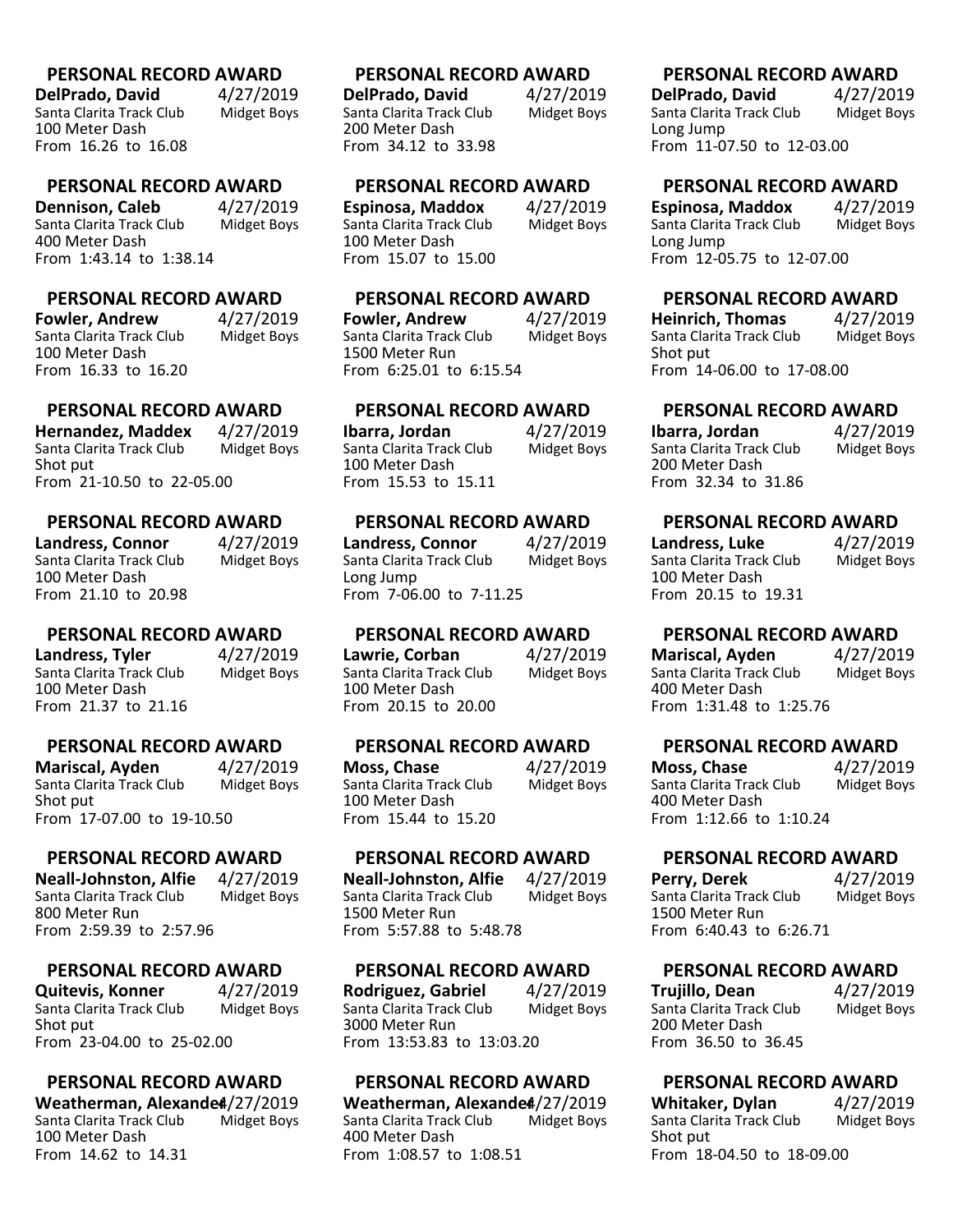**PERSONAL RECORD AWARD**
**DelPrado, David** 4/27/2019
Santa Clarita Track Club Midget Boys
100 Meter Dash
From 16.26 to 16.08

**PERSONAL RECORD AWARD**
**DelPrado, David** 4/27/2019
Santa Clarita Track Club Midget Boys
200 Meter Dash
From 34.12 to 33.98

**PERSONAL RECORD AWARD**
**DelPrado, David** 4/27/2019
Santa Clarita Track Club Midget Boys
Long Jump
From 11-07.50 to 12-03.00

**PERSONAL RECORD AWARD**
**Dennison, Caleb** 4/27/2019
Santa Clarita Track Club Midget Boys
400 Meter Dash
From 1:43.14 to 1:38.14

**PERSONAL RECORD AWARD**
**Espinosa, Maddox** 4/27/2019
Santa Clarita Track Club Midget Boys
100 Meter Dash
From 15.07 to 15.00

**PERSONAL RECORD AWARD**
**Espinosa, Maddox** 4/27/2019
Santa Clarita Track Club Midget Boys
Long Jump
From 12-05.75 to 12-07.00

**PERSONAL RECORD AWARD**
**Fowler, Andrew** 4/27/2019
Santa Clarita Track Club Midget Boys
100 Meter Dash
From 16.33 to 16.20

**PERSONAL RECORD AWARD**
**Fowler, Andrew** 4/27/2019
Santa Clarita Track Club Midget Boys
1500 Meter Run
From 6:25.01 to 6:15.54

**PERSONAL RECORD AWARD**
**Heinrich, Thomas** 4/27/2019
Santa Clarita Track Club Midget Boys
Shot put
From 14-06.00 to 17-08.00

**PERSONAL RECORD AWARD**
**Hernandez, Maddex** 4/27/2019
Santa Clarita Track Club Midget Boys
Shot put
From 21-10.50 to 22-05.00

**PERSONAL RECORD AWARD**
**Ibarra, Jordan** 4/27/2019
Santa Clarita Track Club Midget Boys
100 Meter Dash
From 15.53 to 15.11

**PERSONAL RECORD AWARD**
**Ibarra, Jordan** 4/27/2019
Santa Clarita Track Club Midget Boys
200 Meter Dash
From 32.34 to 31.86

**PERSONAL RECORD AWARD**
**Landress, Connor** 4/27/2019
Santa Clarita Track Club Midget Boys
100 Meter Dash
From 21.10 to 20.98

**PERSONAL RECORD AWARD**
**Landress, Connor** 4/27/2019
Santa Clarita Track Club Midget Boys
Long Jump
From 7-06.00 to 7-11.25

**PERSONAL RECORD AWARD**
**Landress, Luke** 4/27/2019
Santa Clarita Track Club Midget Boys
100 Meter Dash
From 20.15 to 19.31

**PERSONAL RECORD AWARD**
**Landress, Tyler** 4/27/2019
Santa Clarita Track Club Midget Boys
100 Meter Dash
From 21.37 to 21.16

**PERSONAL RECORD AWARD**
**Lawrie, Corban** 4/27/2019
Santa Clarita Track Club Midget Boys
100 Meter Dash
From 20.15 to 20.00

**PERSONAL RECORD AWARD**
**Mariscal, Ayden** 4/27/2019
Santa Clarita Track Club Midget Boys
400 Meter Dash
From 1:31.48 to 1:25.76

**PERSONAL RECORD AWARD**
**Mariscal, Ayden** 4/27/2019
Santa Clarita Track Club Midget Boys
Shot put
From 17-07.00 to 19-10.50

**PERSONAL RECORD AWARD**
**Moss, Chase** 4/27/2019
Santa Clarita Track Club Midget Boys
100 Meter Dash
From 15.44 to 15.20

**PERSONAL RECORD AWARD**
**Moss, Chase** 4/27/2019
Santa Clarita Track Club Midget Boys
400 Meter Dash
From 1:12.66 to 1:10.24

**PERSONAL RECORD AWARD**
**Neall-Johnston, Alfie** 4/27/2019
Santa Clarita Track Club Midget Boys
800 Meter Run
From 2:59.39 to 2:57.96

**PERSONAL RECORD AWARD**
**Neall-Johnston, Alfie** 4/27/2019
Santa Clarita Track Club Midget Boys
1500 Meter Run
From 5:57.88 to 5:48.78

**PERSONAL RECORD AWARD**
**Perry, Derek** 4/27/2019
Santa Clarita Track Club Midget Boys
1500 Meter Run
From 6:40.43 to 6:26.71

**PERSONAL RECORD AWARD**
**Quitevis, Konner** 4/27/2019
Santa Clarita Track Club Midget Boys
Shot put
From 23-04.00 to 25-02.00

**PERSONAL RECORD AWARD**
**Rodriguez, Gabriel** 4/27/2019
Santa Clarita Track Club Midget Boys
3000 Meter Run
From 13:53.83 to 13:03.20

**PERSONAL RECORD AWARD**
**Trujillo, Dean** 4/27/2019
Santa Clarita Track Club Midget Boys
200 Meter Dash
From 36.50 to 36.45

**PERSONAL RECORD AWARD**
**Weatherman, Alexander** 4/27/2019
Santa Clarita Track Club Midget Boys
100 Meter Dash
From 14.62 to 14.31

**PERSONAL RECORD AWARD**
**Weatherman, Alexander** 4/27/2019
Santa Clarita Track Club Midget Boys
400 Meter Dash
From 1:08.57 to 1:08.51

**PERSONAL RECORD AWARD**
**Whitaker, Dylan** 4/27/2019
Santa Clarita Track Club Midget Boys
Shot put
From 18-04.50 to 18-09.00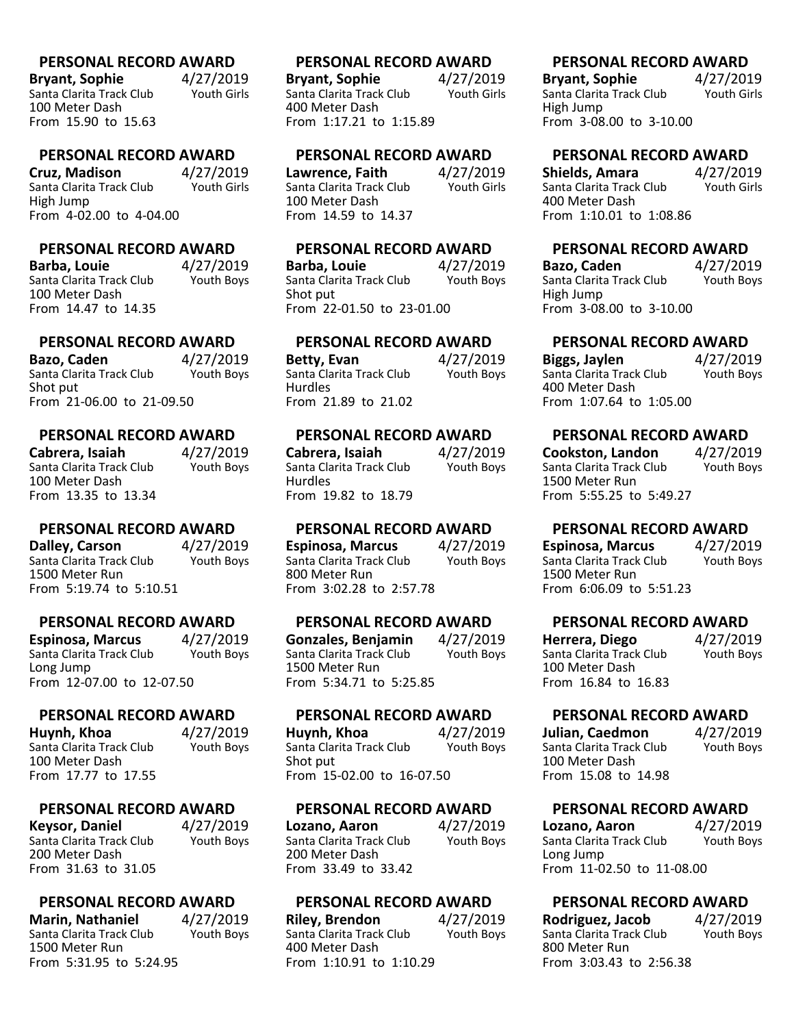### PERSONAL RECORD AWARD

**Bryant, Sophie** 4/27/2019
Santa Clarita Track Club Youth Girls
100 Meter Dash
From 15.90 to 15.63

### PERSONAL RECORD AWARD

**Bryant, Sophie** 4/27/2019
Santa Clarita Track Club Youth Girls
400 Meter Dash
From 1:17.21 to 1:15.89

### PERSONAL RECORD AWARD

**Bryant, Sophie** 4/27/2019
Santa Clarita Track Club Youth Girls
High Jump
From 3-08.00 to 3-10.00

### PERSONAL RECORD AWARD

**Cruz, Madison** 4/27/2019
Santa Clarita Track Club Youth Girls
High Jump
From 4-02.00 to 4-04.00

### PERSONAL RECORD AWARD

**Lawrence, Faith** 4/27/2019
Santa Clarita Track Club Youth Girls
100 Meter Dash
From 14.59 to 14.37

### PERSONAL RECORD AWARD

**Shields, Amara** 4/27/2019
Santa Clarita Track Club Youth Girls
400 Meter Dash
From 1:10.01 to 1:08.86

### PERSONAL RECORD AWARD

**Barba, Louie** 4/27/2019
Santa Clarita Track Club Youth Boys
100 Meter Dash
From 14.47 to 14.35

### PERSONAL RECORD AWARD

**Barba, Louie** 4/27/2019
Santa Clarita Track Club Youth Boys
Shot put
From 22-01.50 to 23-01.00

### PERSONAL RECORD AWARD

**Bazo, Caden** 4/27/2019
Santa Clarita Track Club Youth Boys
High Jump
From 3-08.00 to 3-10.00

### PERSONAL RECORD AWARD

**Bazo, Caden** 4/27/2019
Santa Clarita Track Club Youth Boys
Shot put
From 21-06.00 to 21-09.50

### PERSONAL RECORD AWARD

**Betty, Evan** 4/27/2019
Santa Clarita Track Club Youth Boys
Hurdles
From 21.89 to 21.02

### PERSONAL RECORD AWARD

**Biggs, Jaylen** 4/27/2019
Santa Clarita Track Club Youth Boys
400 Meter Dash
From 1:07.64 to 1:05.00

### PERSONAL RECORD AWARD

**Cabrera, Isaiah** 4/27/2019
Santa Clarita Track Club Youth Boys
100 Meter Dash
From 13.35 to 13.34

### PERSONAL RECORD AWARD

**Cabrera, Isaiah** 4/27/2019
Santa Clarita Track Club Youth Boys
Hurdles
From 19.82 to 18.79

### PERSONAL RECORD AWARD

**Cookston, Landon** 4/27/2019
Santa Clarita Track Club Youth Boys
1500 Meter Run
From 5:55.25 to 5:49.27

### PERSONAL RECORD AWARD

**Dalley, Carson** 4/27/2019
Santa Clarita Track Club Youth Boys
1500 Meter Run
From 5:19.74 to 5:10.51

### PERSONAL RECORD AWARD

**Espinosa, Marcus** 4/27/2019
Santa Clarita Track Club Youth Boys
800 Meter Run
From 3:02.28 to 2:57.78

### PERSONAL RECORD AWARD

**Espinosa, Marcus** 4/27/2019
Santa Clarita Track Club Youth Boys
1500 Meter Run
From 6:06.09 to 5:51.23

### PERSONAL RECORD AWARD

**Espinosa, Marcus** 4/27/2019
Santa Clarita Track Club Youth Boys
Long Jump
From 12-07.00 to 12-07.50

### PERSONAL RECORD AWARD

**Gonzales, Benjamin** 4/27/2019
Santa Clarita Track Club Youth Boys
1500 Meter Run
From 5:34.71 to 5:25.85

### PERSONAL RECORD AWARD

**Herrera, Diego** 4/27/2019
Santa Clarita Track Club Youth Boys
100 Meter Dash
From 16.84 to 16.83

### PERSONAL RECORD AWARD

**Huynh, Khoa** 4/27/2019
Santa Clarita Track Club Youth Boys
100 Meter Dash
From 17.77 to 17.55

### PERSONAL RECORD AWARD

**Huynh, Khoa** 4/27/2019
Santa Clarita Track Club Youth Boys
Shot put
From 15-02.00 to 16-07.50

### PERSONAL RECORD AWARD

**Julian, Caedmon** 4/27/2019
Santa Clarita Track Club Youth Boys
100 Meter Dash
From 15.08 to 14.98

### PERSONAL RECORD AWARD

**Keysor, Daniel** 4/27/2019
Santa Clarita Track Club Youth Boys
200 Meter Dash
From 31.63 to 31.05

### PERSONAL RECORD AWARD

**Lozano, Aaron** 4/27/2019
Santa Clarita Track Club Youth Boys
200 Meter Dash
From 33.49 to 33.42

### PERSONAL RECORD AWARD

**Lozano, Aaron** 4/27/2019
Santa Clarita Track Club Youth Boys
Long Jump
From 11-02.50 to 11-08.00

### PERSONAL RECORD AWARD

**Marin, Nathaniel** 4/27/2019
Santa Clarita Track Club Youth Boys
1500 Meter Run
From 5:31.95 to 5:24.95

### PERSONAL RECORD AWARD

**Riley, Brendon** 4/27/2019
Santa Clarita Track Club Youth Boys
400 Meter Dash
From 1:10.91 to 1:10.29

### PERSONAL RECORD AWARD

**Rodriguez, Jacob** 4/27/2019
Santa Clarita Track Club Youth Boys
800 Meter Run
From 3:03.43 to 2:56.38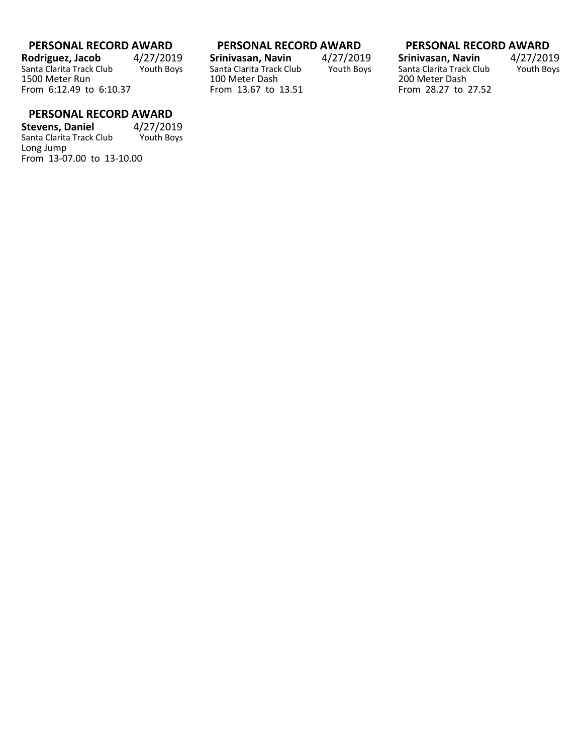**PERSONAL RECORD AWARD**

**Rodriguez, Jacob** 4/27/2019
Santa Clarita Track Club Youth Boys
1500 Meter Run
From 6:12.49 to 6:10.37

**PERSONAL RECORD AWARD**

**Srinivasan, Navin** 4/27/2019
Santa Clarita Track Club Youth Boys
100 Meter Dash
From 13.67 to 13.51

**PERSONAL RECORD AWARD**

**Srinivasan, Navin** 4/27/2019
Santa Clarita Track Club Youth Boys
200 Meter Dash
From 28.27 to 27.52

**PERSONAL RECORD AWARD**

**Stevens, Daniel** 4/27/2019
Santa Clarita Track Club Youth Boys
Long Jump
From 13-07.00 to 13-10.00